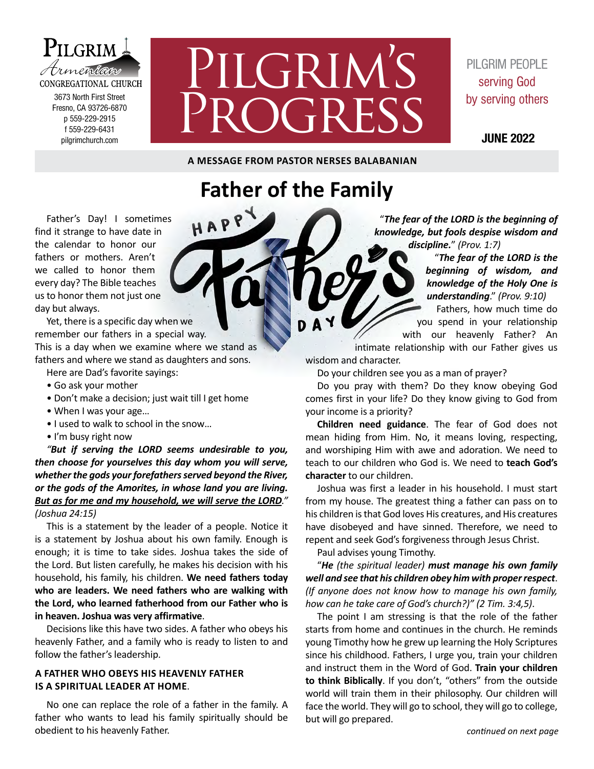Pilgrim Armenian Congregational Church
3673 North First Street
Fresno, CA 93726-6870
p 559-229-2915
f 559-229-6431
pilgrimchurch.com

# Pilgrim's Progress

PILGRIM PEOPLE serving God by serving others

**JUNE 2022**

**A MESSAGE FROM PASTOR NERSES BALABANIAN**

## Father of the Family

Father's Day! I sometimes find it strange to have date in the calendar to honor our fathers or mothers. Aren't we called to honor them every day? The Bible teaches us to honor them not just one day but always.

Yet, there is a specific day when we remember our fathers in a special way. This is a day when we examine where we stand as fathers and where we stand as daughters and sons.

Here are Dad's favorite sayings:

- Go ask your mother
- Don't make a decision; just wait till I get home
- When I was your age…
- I used to walk to school in the snow…
- I'm busy right now

*"**But if serving the LORD seems undesirable to you, then choose for yourselves this day whom you will serve, whether the gods your forefathers served beyond the River, or the gods of the Amorites, in whose land you are living. <u>But as for me and my household, we will serve the LORD</u>.**" (Joshua 24:15)*

This is a statement by the leader of a people. Notice it is a statement by Joshua about his own family. Enough is enough; it is time to take sides. Joshua takes the side of the Lord. But listen carefully, he makes his decision with his household, his family, his children. **We need fathers today who are leaders. We need fathers who are walking with the Lord, who learned fatherhood from our Father who is in heaven. Joshua was very affirmative**.

Decisions like this have two sides. A father who obeys his heavenly Father, and a family who is ready to listen to and follow the father's leadership.

### A FATHER WHO OBEYS HIS HEAVENLY FATHER IS A SPIRITUAL LEADER AT HOME.

No one can replace the role of a father in the family. A father who wants to lead his family spiritually should be obedient to his heavenly Father.

"***The fear of the LORD is the beginning of knowledge, but fools despise wisdom and discipline.***" *(Prov. 1:7)*

"***The fear of the LORD is the beginning of wisdom, and knowledge of the Holy One is understanding***." *(Prov. 9:10)*

Fathers, how much time do you spend in your relationship with our heavenly Father? An intimate relationship with our Father gives us wisdom and character.

Do your children see you as a man of prayer?

Do you pray with them? Do they know obeying God comes first in your life? Do they know giving to God from your income is a priority?

**Children need guidance**. The fear of God does not mean hiding from Him. No, it means loving, respecting, and worshiping Him with awe and adoration. We need to teach to our children who God is. We need to **teach God's character** to our children.

Joshua was first a leader in his household. I must start from my house. The greatest thing a father can pass on to his children is that God loves His creatures, and His creatures have disobeyed and have sinned. Therefore, we need to repent and seek God's forgiveness through Jesus Christ.

Paul advises young Timothy.

"***He** (the spiritual leader) **must manage his own family well and see that his children obey him with proper respect**. (If anyone does not know how to manage his own family, how can he take care of God's church?)" (2 Tim. 3:4,5)*.

The point I am stressing is that the role of the father starts from home and continues in the church. He reminds young Timothy how he grew up learning the Holy Scriptures since his childhood. Fathers, I urge you, train your children and instruct them in the Word of God. **Train your children to think Biblically**. If you don't, "others" from the outside world will train them in their philosophy. Our children will face the world. They will go to school, they will go to college, but will go prepared.

*continued on next page*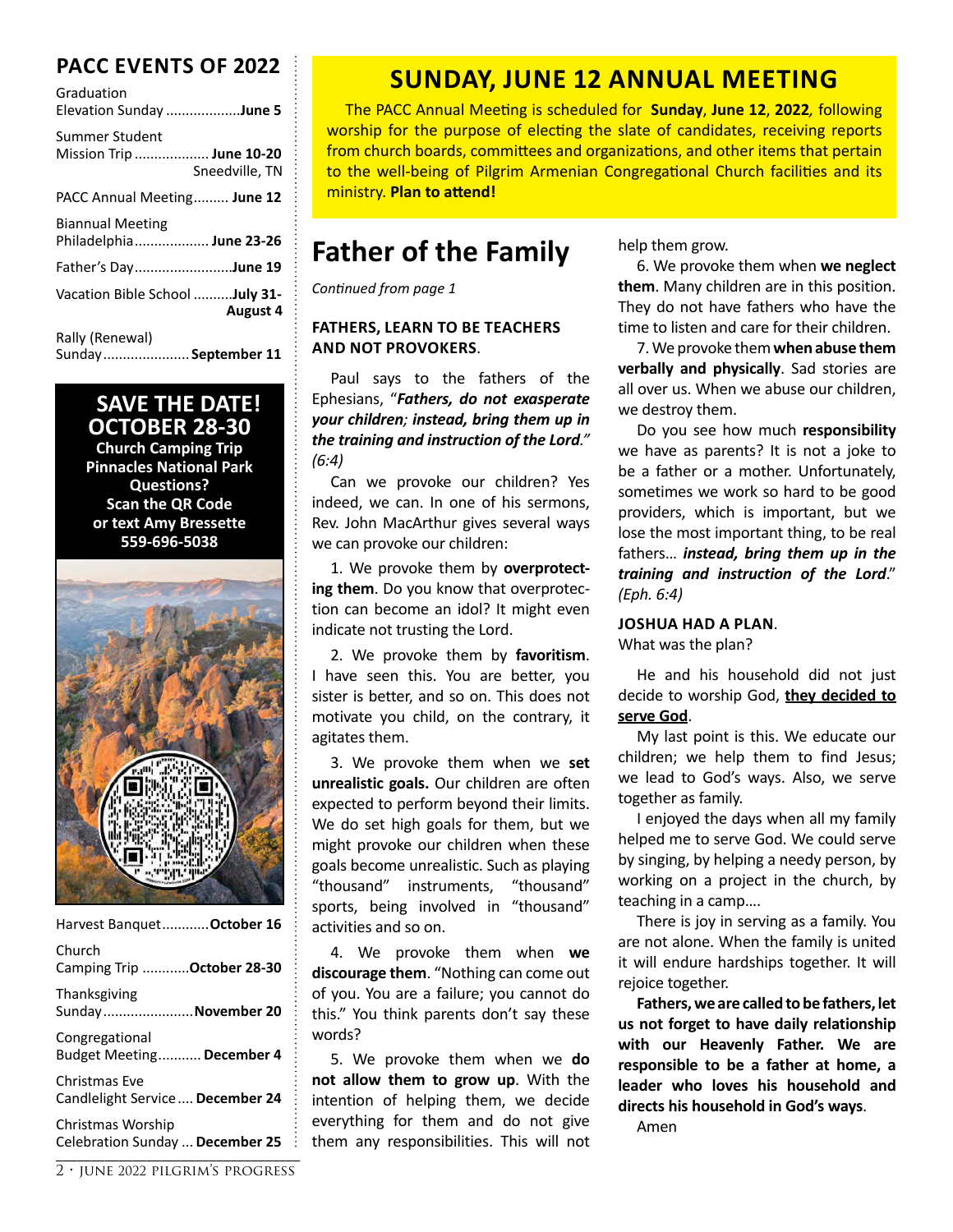## PACC EVENTS OF 2022

Graduation Elevation Sunday .................. **June 5**

Summer Student Mission Trip .................. **June 10-20** Sneedville, TN

PACC Annual Meeting......... **June 12**

Biannual Meeting Philadelphia.................. **June 23-26**

Father's Day........................**June 19**

Vacation Bible School ..........**July 31-August 4**

Rally (Renewal) Sunday..................... **September 11**

**SAVE THE DATE! OCTOBER 28-30**
**Church Camping Trip**
**Pinnacles National Park**
**Questions?**
**Scan the QR Code**
**or text Amy Bressette**
**559-696-5038**

Harvest Banquet............**October 16**

Church Camping Trip ............**October 28-30**

Thanksgiving Sunday.......................**November 20**

Congregational Budget Meeting........... **December 4**

Christmas Eve Candlelight Service .... **December 24**

Christmas Worship Celebration Sunday ... **December 25**

## SUNDAY, JUNE 12 ANNUAL MEETING

The PACC Annual Meeting is scheduled for **Sunday**, **June 12**, **2022***,* following worship for the purpose of electing the slate of candidates, receiving reports from church boards, committees and organizations, and other items that pertain to the well-being of Pilgrim Armenian Congregational Church facilities and its ministry. **Plan to attend!**

# Father of the Family

*Continued from page 1*

**FATHERS, LEARN TO BE TEACHERS AND NOT PROVOKERS**.

Paul says to the fathers of the Ephesians, "***Fathers, do not exasperate your children; instead, bring them up in the training and instruction of the Lord****." (6:4)*

Can we provoke our children? Yes indeed, we can. In one of his sermons, Rev. John MacArthur gives several ways we can provoke our children:

1. We provoke them by **overprotecting them**. Do you know that overprotection can become an idol? It might even indicate not trusting the Lord.

2. We provoke them by **favoritism**. I have seen this. You are better, you sister is better, and so on. This does not motivate you child, on the contrary, it agitates them.

3. We provoke them when we **set unrealistic goals.** Our children are often expected to perform beyond their limits. We do set high goals for them, but we might provoke our children when these goals become unrealistic. Such as playing "thousand" instruments, "thousand" sports, being involved in "thousand" activities and so on.

4. We provoke them when **we discourage them**. "Nothing can come out of you. You are a failure; you cannot do this." You think parents don't say these words?

5. We provoke them when we **do not allow them to grow up**. With the intention of helping them, we decide everything for them and do not give them any responsibilities. This will not help them grow.

6. We provoke them when **we neglect them**. Many children are in this position. They do not have fathers who have the time to listen and care for their children.

7. We provoke them **when abuse them verbally and physically**. Sad stories are all over us. When we abuse our children, we destroy them.

Do you see how much **responsibility** we have as parents? It is not a joke to be a father or a mother. Unfortunately, sometimes we work so hard to be good providers, which is important, but we lose the most important thing, to be real fathers… ***instead, bring them up in the training and instruction of the Lord***." *(Eph. 6:4)*

**JOSHUA HAD A PLAN**.
What was the plan?

He and his household did not just decide to worship God, **they decided to serve God**.

My last point is this. We educate our children; we help them to find Jesus; we lead to God's ways. Also, we serve together as family.

I enjoyed the days when all my family helped me to serve God. We could serve by singing, by helping a needy person, by working on a project in the church, by teaching in a camp….

There is joy in serving as a family. You are not alone. When the family is united it will endure hardships together. It will rejoice together.

**Fathers, we are called to be fathers, let us not forget to have daily relationship with our Heavenly Father. We are responsible to be a father at home, a leader who loves his household and directs his household in God's ways**.

Amen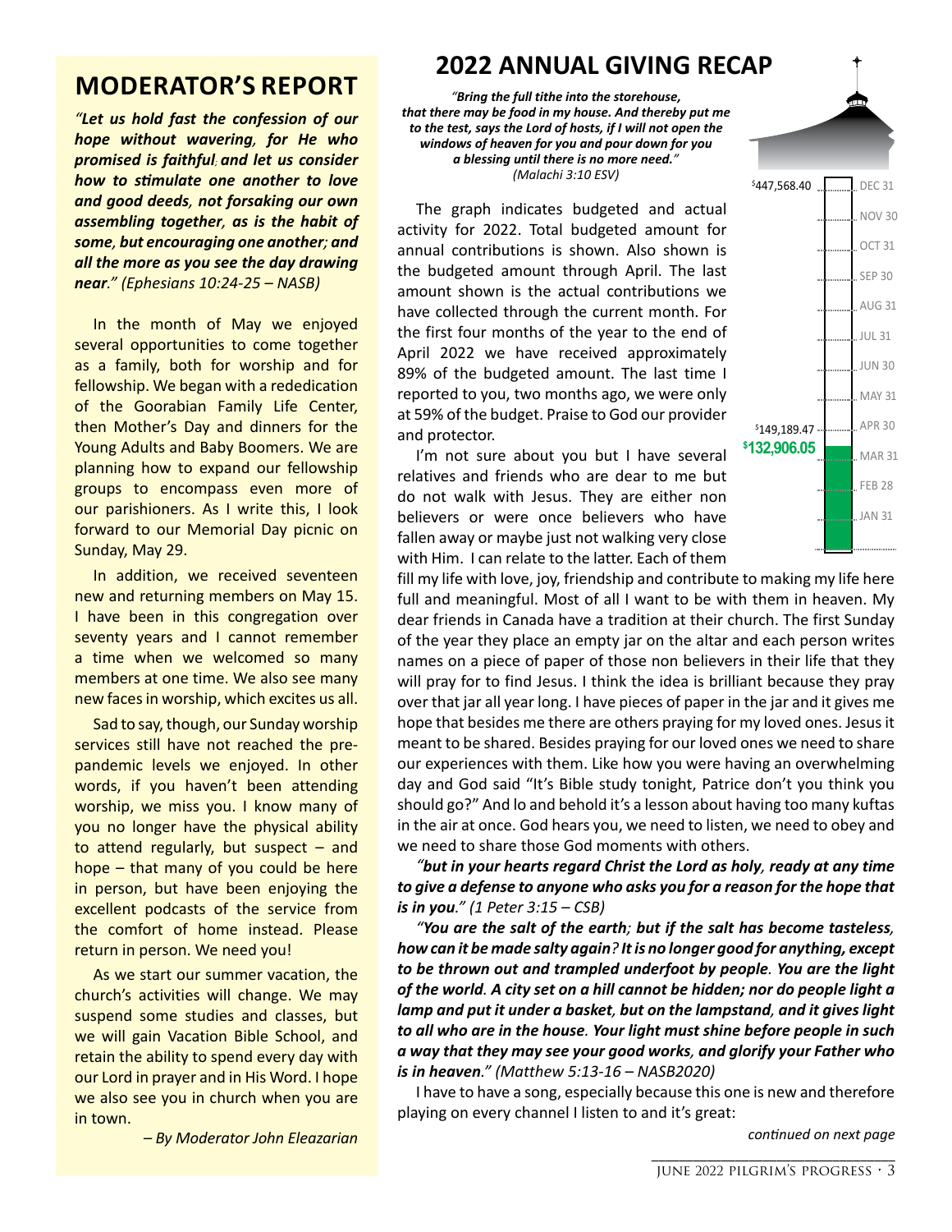## MODERATOR'S REPORT

*"**Let us hold fast the confession of our hope without wavering, for He who promised is faithful; and let us consider how to stimulate one another to love and good deeds, not forsaking our own assembling together, as is the habit of some, but encouraging one another; and all the more as you see the day drawing near**." (Ephesians 10:24-25 – NASB)*

In the month of May we enjoyed several opportunities to come together as a family, both for worship and for fellowship. We began with a rededication of the Goorabian Family Life Center, then Mother's Day and dinners for the Young Adults and Baby Boomers. We are planning how to expand our fellowship groups to encompass even more of our parishioners. As I write this, I look forward to our Memorial Day picnic on Sunday, May 29.

In addition, we received seventeen new and returning members on May 15. I have been in this congregation over seventy years and I cannot remember a time when we welcomed so many members at one time. We also see many new faces in worship, which excites us all.

Sad to say, though, our Sunday worship services still have not reached the pre-pandemic levels we enjoyed. In other words, if you haven't been attending worship, we miss you. I know many of you no longer have the physical ability to attend regularly, but suspect – and hope – that many of you could be here in person, but have been enjoying the excellent podcasts of the service from the comfort of home instead. Please return in person. We need you!

As we start our summer vacation, the church's activities will change. We may suspend some studies and classes, but we will gain Vacation Bible School, and retain the ability to spend every day with our Lord in prayer and in His Word. I hope we also see you in church when you are in town.

*– By Moderator John Eleazarian*

## 2022 ANNUAL GIVING RECAP

*"**Bring the full tithe into the storehouse, that there may be food in my house. And thereby put me to the test, says the Lord of hosts, if I will not open the windows of heaven for you and pour down for you a blessing until there is no more need.**" (Malachi 3:10 ESV)*

$447,568.40 — DEC 31
NOV 30
OCT 31
SEP 30
AUG 31
JUL 31
JUN 30
MAY 31
$149,189.47 — APR 30
**$132,906.05** — MAR 31
FEB 28
JAN 31

The graph indicates budgeted and actual activity for 2022. Total budgeted amount for annual contributions is shown. Also shown is the budgeted amount through April. The last amount shown is the actual contributions we have collected through the current month. For the first four months of the year to the end of April 2022 we have received approximately 89% of the budgeted amount. The last time I reported to you, two months ago, we were only at 59% of the budget. Praise to God our provider and protector.

I'm not sure about you but I have several relatives and friends who are dear to me but do not walk with Jesus. They are either non believers or were once believers who have fallen away or maybe just not walking very close with Him. I can relate to the latter. Each of them fill my life with love, joy, friendship and contribute to making my life here full and meaningful. Most of all I want to be with them in heaven. My dear friends in Canada have a tradition at their church. The first Sunday of the year they place an empty jar on the altar and each person writes names on a piece of paper of those non believers in their life that they will pray for to find Jesus. I think the idea is brilliant because they pray over that jar all year long. I have pieces of paper in the jar and it gives me hope that besides me there are others praying for my loved ones. Jesus it meant to be shared. Besides praying for our loved ones we need to share our experiences with them. Like how you were having an overwhelming day and God said "It's Bible study tonight, Patrice don't you think you should go?" And lo and behold it's a lesson about having too many kuftas in the air at once. God hears you, we need to listen, we need to obey and we need to share those God moments with others.

*"**but in your hearts regard Christ the Lord as holy, ready at any time to give a defense to anyone who asks you for a reason for the hope that is in you**." (1 Peter 3:15 – CSB)*

*"**You are the salt of the earth; but if the salt has become tasteless, how can it be made salty again? It is no longer good for anything, except to be thrown out and trampled underfoot by people. You are the light of the world. A city set on a hill cannot be hidden; nor do people light a lamp and put it under a basket, but on the lampstand, and it gives light to all who are in the house. Your light must shine before people in such a way that they may see your good works, and glorify your Father who is in heaven**." (Matthew 5:13-16 – NASB2020)*

I have to have a song, especially because this one is new and therefore playing on every channel I listen to and it's great:

*continued on next page*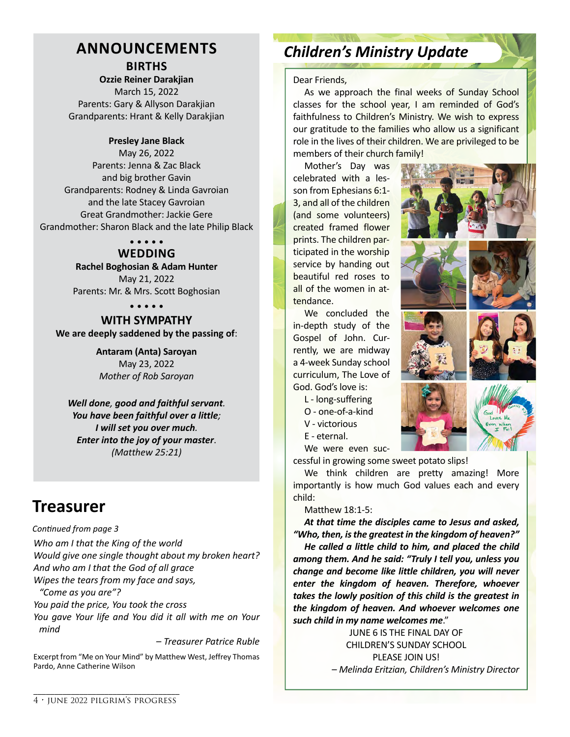# ANNOUNCEMENTS

## BIRTHS

**Ozzie Reiner Darakjian**
March 15, 2022
Parents: Gary & Allyson Darakjian
Grandparents: Hrant & Kelly Darakjian

**Presley Jane Black**
May 26, 2022
Parents: Jenna & Zac Black
and big brother Gavin
Grandparents: Rodney & Linda Gavroian
and the late Stacey Gavroian
Great Grandmother: Jackie Gere
Grandmother: Sharon Black and the late Philip Black

• • • • •

## WEDDING

**Rachel Boghosian & Adam Hunter**
May 21, 2022
Parents: Mr. & Mrs. Scott Boghosian

• • • • •

## WITH SYMPATHY

**We are deeply saddened by the passing of**:

**Antaram (Anta) Saroyan**
May 23, 2022
*Mother of Rob Saroyan*

***Well done, good and faithful servant.***
***You have been faithful over a little;***
***I will set you over much.***
***Enter into the joy of your master.***
*(Matthew 25:21)*

# Treasurer

*Continued from page 3*

*Who am I that the King of the world*
*Would give one single thought about my broken heart?*
*And who am I that the God of all grace*
*Wipes the tears from my face and says,*
*"Come as you are"?*
*You paid the price, You took the cross*
*You gave Your life and You did it all with me on Your mind*

*– Treasurer Patrice Ruble*

Excerpt from "Me on Your Mind" by Matthew West, Jeffrey Thomas Pardo, Anne Catherine Wilson

# *Children's Ministry Update*

Dear Friends,

As we approach the final weeks of Sunday School classes for the school year, I am reminded of God's faithfulness to Children's Ministry. We wish to express our gratitude to the families who allow us a significant role in the lives of their children. We are privileged to be members of their church family!

Mother's Day was celebrated with a lesson from Ephesians 6:1-3, and all of the children (and some volunteers) created framed flower prints. The children participated in the worship service by handing out beautiful red roses to all of the women in attendance.

We concluded the in-depth study of the Gospel of John. Currently, we are midway a 4-week Sunday school curriculum, The Love of God. God's love is:

L - long-suffering
O - one-of-a-kind
V - victorious
E - eternal.

We were even successful in growing some sweet potato slips!

We think children are pretty amazing! More importantly is how much God values each and every child:

Matthew 18:1-5:

***At that time the disciples came to Jesus and asked, "Who, then, is the greatest in the kingdom of heaven?"***

***He called a little child to him, and placed the child among them. And he said: "Truly I tell you, unless you change and become like little children, you will never enter the kingdom of heaven. Therefore, whoever takes the lowly position of this child is the greatest in the kingdom of heaven. And whoever welcomes one such child in my name welcomes me.***"

JUNE 6 IS THE FINAL DAY OF
CHILDREN'S SUNDAY SCHOOL
PLEASE JOIN US!

*– Melinda Eritzian, Children's Ministry Director*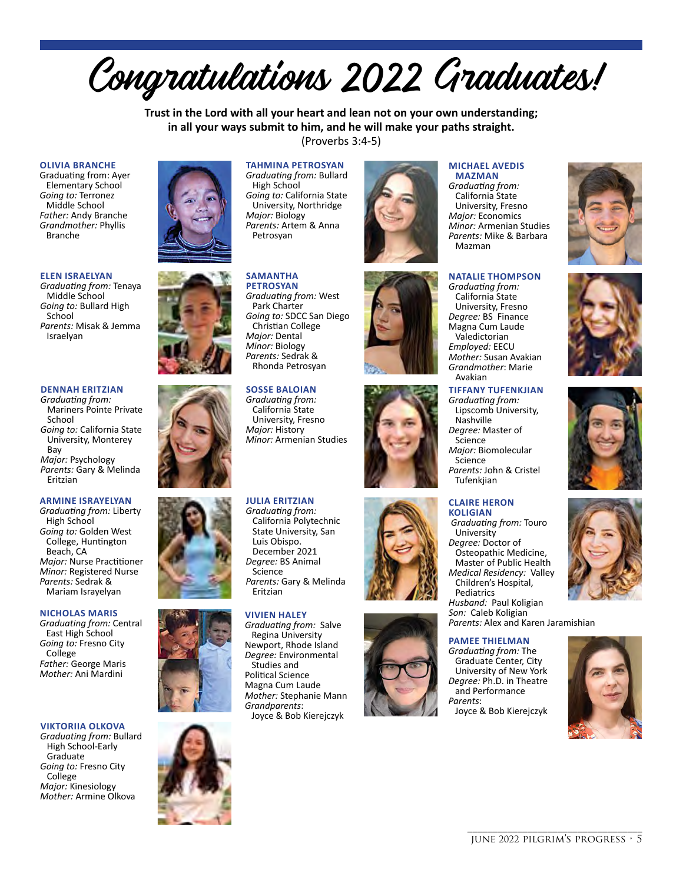# Congratulations 2022 Graduates!

**Trust in the Lord with all your heart and lean not on your own understanding; in all your ways submit to him, and he will make your paths straight.**
(Proverbs 3:4-5)

**OLIVIA BRANCHE**
Graduating from: Ayer Elementary School
*Going to:* Terronez Middle School
*Father:* Andy Branche
*Grandmother:* Phyllis Branche

**ELEN ISRAELYAN**
*Graduating from:* Tenaya Middle School
*Going to:* Bullard High School
*Parents:* Misak & Jemma Israelyan

**DENNAH ERITZIAN**
*Graduating from:* Mariners Pointe Private School
*Going to:* California State University, Monterey Bay
*Major:* Psychology
*Parents:* Gary & Melinda Eritzian

**ARMINE ISRAYELYAN**
*Graduating from:* Liberty High School
*Going to:* Golden West College, Huntington Beach, CA
*Major:* Nurse Practitioner
*Minor:* Registered Nurse
*Parents:* Sedrak & Mariam Israyelyan

**NICHOLAS MARIS**
*Graduating from:* Central East High School
*Going to:* Fresno City College
*Father:* George Maris
*Mother:* Ani Mardini

**VIKTORIIA OLKOVA**
*Graduating from:* Bullard High School-Early Graduate
*Going to:* Fresno City College
*Major:* Kinesiology
*Mother:* Armine Olkova

**TAHMINA PETROSYAN**
*Graduating from:* Bullard High School
*Going to:* California State University, Northridge
*Major:* Biology
*Parents:* Artem & Anna Petrosyan

**SAMANTHA PETROSYAN**
*Graduating from:* West Park Charter
*Going to:* SDCC San Diego Christian College
*Major:* Dental
*Minor:* Biology
*Parents:* Sedrak & Rhonda Petrosyan

**SOSSE BALOIAN**
*Graduating from:* California State University, Fresno
*Major:* History
*Minor:* Armenian Studies

**JULIA ERITZIAN**
*Graduating from:* California Polytechnic State University, San Luis Obispo. December 2021
*Degree:* BS Animal Science
*Parents:* Gary & Melinda Eritzian

**VIVIEN HALEY**
*Graduating from:* Salve Regina University Newport, Rhode Island
*Degree:* Environmental Studies and Political Science Magna Cum Laude
*Mother:* Stephanie Mann
*Grandparents*: Joyce & Bob Kierejczyk

**MICHAEL AVEDIS MAZMAN**
*Graduating from:* California State University, Fresno
*Major:* Economics
*Minor:* Armenian Studies
*Parents:* Mike & Barbara Mazman

**NATALIE THOMPSON**
*Graduating from:* California State University, Fresno
*Degree:* BS Finance Magna Cum Laude Valedictorian
*Employed:* EECU
*Mother:* Susan Avakian
*Grandmother*: Marie Avakian

**TIFFANY TUFENKJIAN**
*Graduating from:* Lipscomb University, Nashville
*Degree:* Master of Science
*Major:* Biomolecular Science
*Parents:* John & Cristel Tufenkjian

**CLAIRE HERON KOLIGIAN**
*Graduating from:* Touro University
*Degree:* Doctor of Osteopathic Medicine, Master of Public Health
*Medical Residency:* Valley Children's Hospital, Pediatrics
*Husband:* Paul Koligian
*Son:* Caleb Koligian
*Parents:* Alex and Karen Jaramishian

**PAMEE THIELMAN**
*Graduating from:* The Graduate Center, City University of New York
*Degree:* Ph.D. in Theatre and Performance
*Parents:* Joyce & Bob Kierejczyk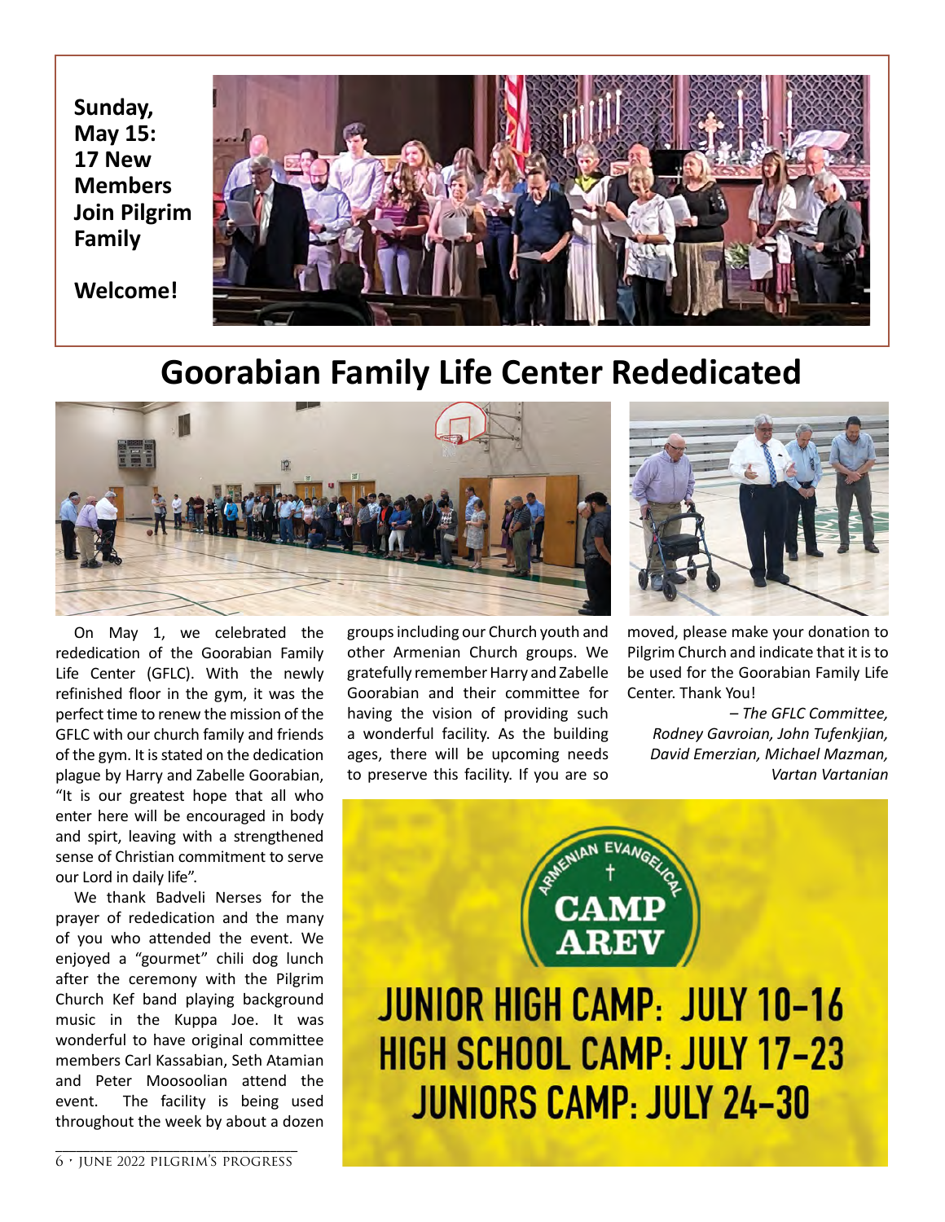**Sunday, May 15: 17 New Members Join Pilgrim Family**

**Welcome!**

# Goorabian Family Life Center Rededicated

On May 1, we celebrated the rededication of the Goorabian Family Life Center (GFLC). With the newly refinished floor in the gym, it was the perfect time to renew the mission of the GFLC with our church family and friends of the gym. It is stated on the dedication plague by Harry and Zabelle Goorabian, "It is our greatest hope that all who enter here will be encouraged in body and spirt, leaving with a strengthened sense of Christian commitment to serve our Lord in daily life".

We thank Badveli Nerses for the prayer of rededication and the many of you who attended the event. We enjoyed a "gourmet" chili dog lunch after the ceremony with the Pilgrim Church Kef band playing background music in the Kuppa Joe. It was wonderful to have original committee members Carl Kassabian, Seth Atamian and Peter Moosoolian attend the event. The facility is being used throughout the week by about a dozen groups including our Church youth and other Armenian Church groups. We gratefully remember Harry and Zabelle Goorabian and their committee for having the vision of providing such a wonderful facility. As the building ages, there will be upcoming needs to preserve this facility. If you are so moved, please make your donation to Pilgrim Church and indicate that it is to be used for the Goorabian Family Life Center. Thank You!

*– The GFLC Committee, Rodney Gavroian, John Tufenkjian, David Emerzian, Michael Mazman, Vartan Vartanian*

ARMENIAN EVANGELICAL CAMP AREV

JUNIOR HIGH CAMP: JULY 10-16
HIGH SCHOOL CAMP: JULY 17-23
JUNIORS CAMP: JULY 24-30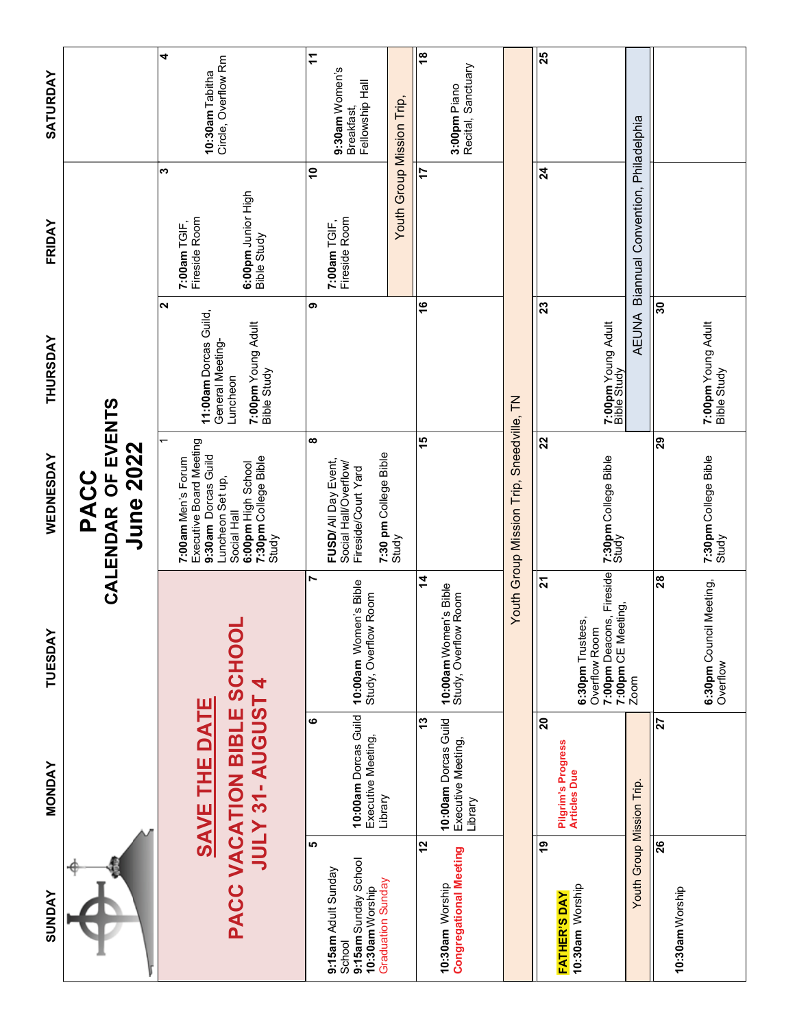# PACC
## CALENDAR OF EVENTS
## June 2022

| SUNDAY | MONDAY | TUESDAY | WEDNESDAY | THURSDAY | FRIDAY | SATURDAY |
|---|---|---|---|---|---|---|
| **SAVE THE DATE** PACC VACATION BIBLE SCHOOL JULY 31- AUGUST 4 | | | 1 **7:00am** Men's Forum Executive Board Meeting **9:30am** Dorcas Guild Luncheon Set up, Social Hall **6:00pm** High School **7:30pm** College Bible Study | 2 **11:00am** Dorcas Guild, General Meeting-Luncheon **7:00pm** Young Adult Bible Study | 3 **7:00am** TGIF, Fireside Room **6:00pm** Junior High Bible Study | 4 **10:30am** Tabitha Circle, Overflow Rm |
| 5 **9:15am** Adult Sunday School **9:15am** Sunday School **10:30am** Worship Graduation Sunday | 6 **10:00am** Dorcas Guild Executive Meeting, Library | 7 **10:00am** Women's Bible Study, Overflow Room | 8 **FUSD**/ All Day Event, Social Hall/Overflow/ Fireside/Court Yard **7:30 pm** College Bible Study | 9 | 10 **7:00am** TGIF, Fireside Room Youth Group Mission Trip, | 11 **9:30am** Women's Breakfast, Fellowship Hall |
| 12 **10:30am** Worship **Congregational Meeting** | 13 **10:00am** Dorcas Guild Executive Meeting, Library | 14 **10:00am** Women's Bible Study, Overflow Room | 15 | 16 | 17 | 18 **3:00pm** Piano Recital, Sanctuary |
| Youth Group Mission Trip, Sneedville, TN | | | | | | |
| 19 **FATHER'S DAY** **10:30am** Worship | 20 **Pilgrim's Progress Articles Due** | 21 **6:30pm** Trustees, Overflow Room **7:00pm** Deacons, Fireside **7:00pm** CE Meeting, Zoom | 22 **7:30pm** College Bible Study | 23 **7:00pm** Young Adult Bible Study | 24 | 25 |
| Youth Group Mission Trip. | | | | AEUNA Biannual Convention, Philadelphia | | |
| 26 **10:30am** Worship | 27 | 28 **6:30pm** Council Meeting, Overflow | 29 **7:30pm** College Bible Study | 30 **7:00pm** Young Adult Bible Study | | |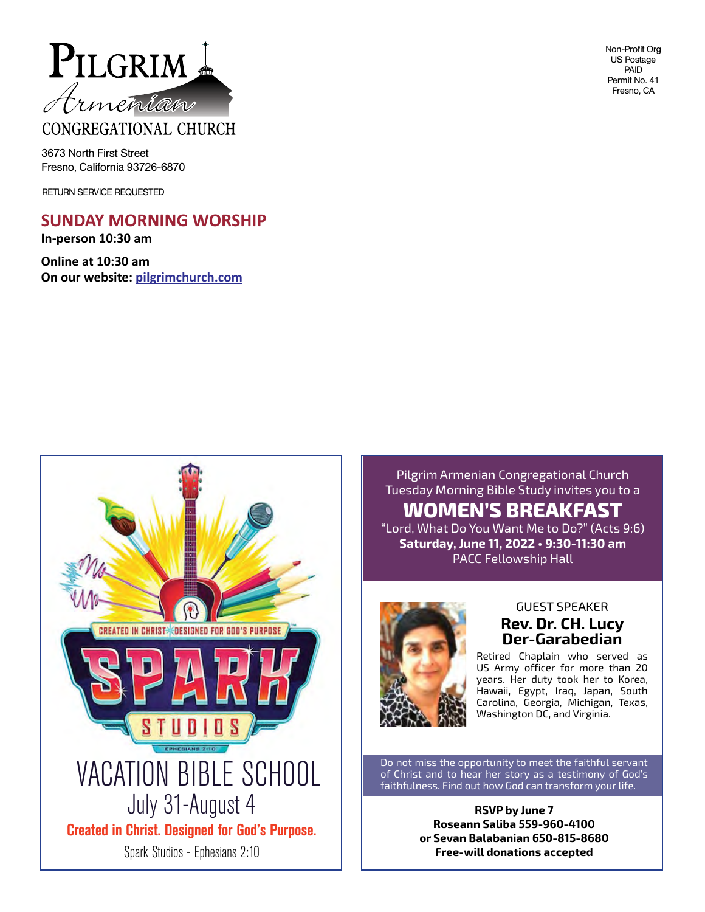# Pilgrim Armenian Congregational Church

3673 North First Street
Fresno, California 93726-6870

RETURN SERVICE REQUESTED

Non-Profit Org
US Postage
PAID
Permit No. 41
Fresno, CA

## SUNDAY MORNING WORSHIP

**In-person 10:30 am**

**Online at 10:30 am**
**On our website: pilgrimchurch.com**

CREATED IN CHRIST • DESIGNED FOR GOD'S PURPOSE

SPARK STUDIOS

EPHESIANS 2:10

# VACATION BIBLE SCHOOL

July 31-August 4

**Created in Christ. Designed for God's Purpose.**

Spark Studios - Ephesians 2:10

Pilgrim Armenian Congregational Church
Tuesday Morning Bible Study invites you to a

# WOMEN'S BREAKFAST

"Lord, What Do You Want Me to Do?" (Acts 9:6)
**Saturday, June 11, 2022 • 9:30-11:30 am**
PACC Fellowship Hall

GUEST SPEAKER
**Rev. Dr. CH. Lucy Der-Garabedian**

Retired Chaplain who served as US Army officer for more than 20 years. Her duty took her to Korea, Hawaii, Egypt, Iraq, Japan, South Carolina, Georgia, Michigan, Texas, Washington DC, and Virginia.

Do not miss the opportunity to meet the faithful servant of Christ and to hear her story as a testimony of God's faithfulness. Find out how God can transform your life.

**RSVP by June 7**
**Roseann Saliba 559-960-4100**
**or Sevan Balabanian 650-815-8680**
**Free-will donations accepted**